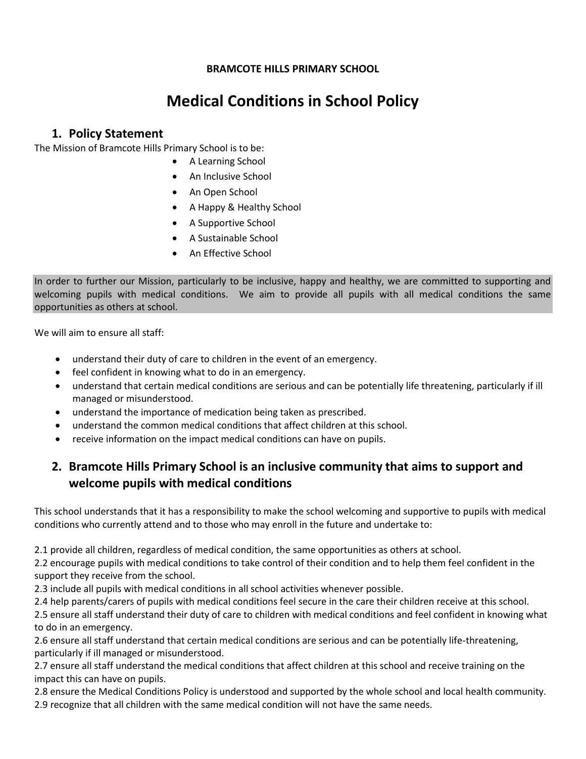**BRAMCOTE HILLS PRIMARY SCHOOL**

# Medical Conditions in School Policy

## 1. Policy Statement

The Mission of Bramcote Hills Primary School is to be:

- A Learning School
- An Inclusive School
- An Open School
- A Happy & Healthy School
- A Supportive School
- A Sustainable School
- An Effective School

In order to further our Mission, particularly to be inclusive, happy and healthy, we are committed to supporting and welcoming pupils with medical conditions. We aim to provide all pupils with all medical conditions the same opportunities as others at school.

We will aim to ensure all staff:

- understand their duty of care to children in the event of an emergency.
- feel confident in knowing what to do in an emergency.
- understand that certain medical conditions are serious and can be potentially life threatening, particularly if ill managed or misunderstood.
- understand the importance of medication being taken as prescribed.
- understand the common medical conditions that affect children at this school.
- receive information on the impact medical conditions can have on pupils.

## 2. Bramcote Hills Primary School is an inclusive community that aims to support and welcome pupils with medical conditions

This school understands that it has a responsibility to make the school welcoming and supportive to pupils with medical conditions who currently attend and to those who may enroll in the future and undertake to:

2.1 provide all children, regardless of medical condition, the same opportunities as others at school.
2.2 encourage pupils with medical conditions to take control of their condition and to help them feel confident in the support they receive from the school.
2.3 include all pupils with medical conditions in all school activities whenever possible.
2.4 help parents/carers of pupils with medical conditions feel secure in the care their children receive at this school.
2.5 ensure all staff understand their duty of care to children with medical conditions and feel confident in knowing what to do in an emergency.
2.6 ensure all staff understand that certain medical conditions are serious and can be potentially life-threatening, particularly if ill managed or misunderstood.
2.7 ensure all staff understand the medical conditions that affect children at this school and receive training on the impact this can have on pupils.
2.8 ensure the Medical Conditions Policy is understood and supported by the whole school and local health community.
2.9 recognize that all children with the same medical condition will not have the same needs.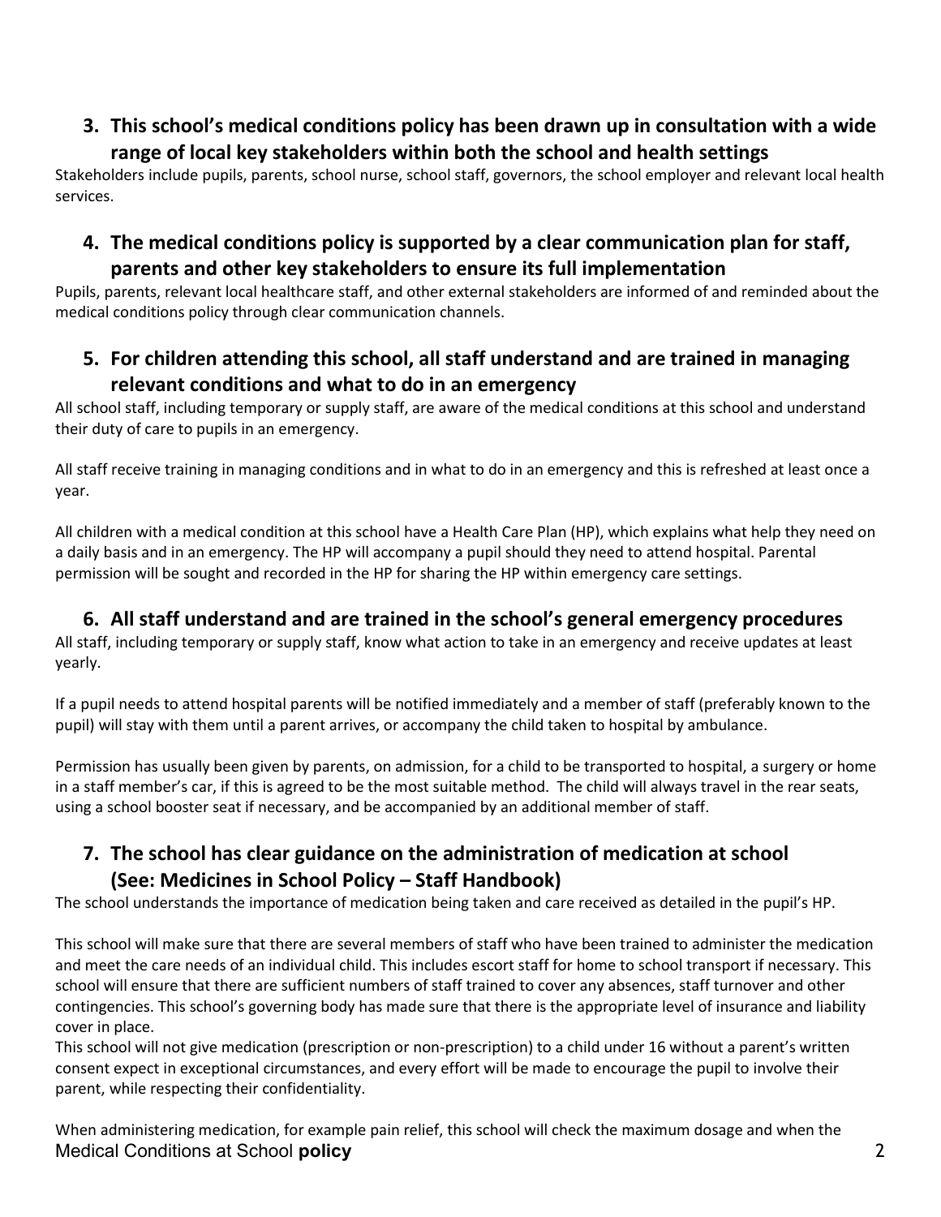## 3. This school's medical conditions policy has been drawn up in consultation with a wide range of local key stakeholders within both the school and health settings

Stakeholders include pupils, parents, school nurse, school staff, governors, the school employer and relevant local health services.

## 4. The medical conditions policy is supported by a clear communication plan for staff, parents and other key stakeholders to ensure its full implementation

Pupils, parents, relevant local healthcare staff, and other external stakeholders are informed of and reminded about the medical conditions policy through clear communication channels.

## 5. For children attending this school, all staff understand and are trained in managing relevant conditions and what to do in an emergency

All school staff, including temporary or supply staff, are aware of the medical conditions at this school and understand their duty of care to pupils in an emergency.

All staff receive training in managing conditions and in what to do in an emergency and this is refreshed at least once a year.

All children with a medical condition at this school have a Health Care Plan (HP), which explains what help they need on a daily basis and in an emergency. The HP will accompany a pupil should they need to attend hospital. Parental permission will be sought and recorded in the HP for sharing the HP within emergency care settings.

## 6. All staff understand and are trained in the school's general emergency procedures

All staff, including temporary or supply staff, know what action to take in an emergency and receive updates at least yearly.

If a pupil needs to attend hospital parents will be notified immediately and a member of staff (preferably known to the pupil) will stay with them until a parent arrives, or accompany the child taken to hospital by ambulance.

Permission has usually been given by parents, on admission, for a child to be transported to hospital, a surgery or home in a staff member's car, if this is agreed to be the most suitable method. The child will always travel in the rear seats, using a school booster seat if necessary, and be accompanied by an additional member of staff.

## 7. The school has clear guidance on the administration of medication at school (See: Medicines in School Policy – Staff Handbook)

The school understands the importance of medication being taken and care received as detailed in the pupil's HP.

This school will make sure that there are several members of staff who have been trained to administer the medication and meet the care needs of an individual child. This includes escort staff for home to school transport if necessary. This school will ensure that there are sufficient numbers of staff trained to cover any absences, staff turnover and other contingencies. This school's governing body has made sure that there is the appropriate level of insurance and liability cover in place.

This school will not give medication (prescription or non-prescription) to a child under 16 without a parent's written consent expect in exceptional circumstances, and every effort will be made to encourage the pupil to involve their parent, while respecting their confidentiality.

When administering medication, for example pain relief, this school will check the maximum dosage and when the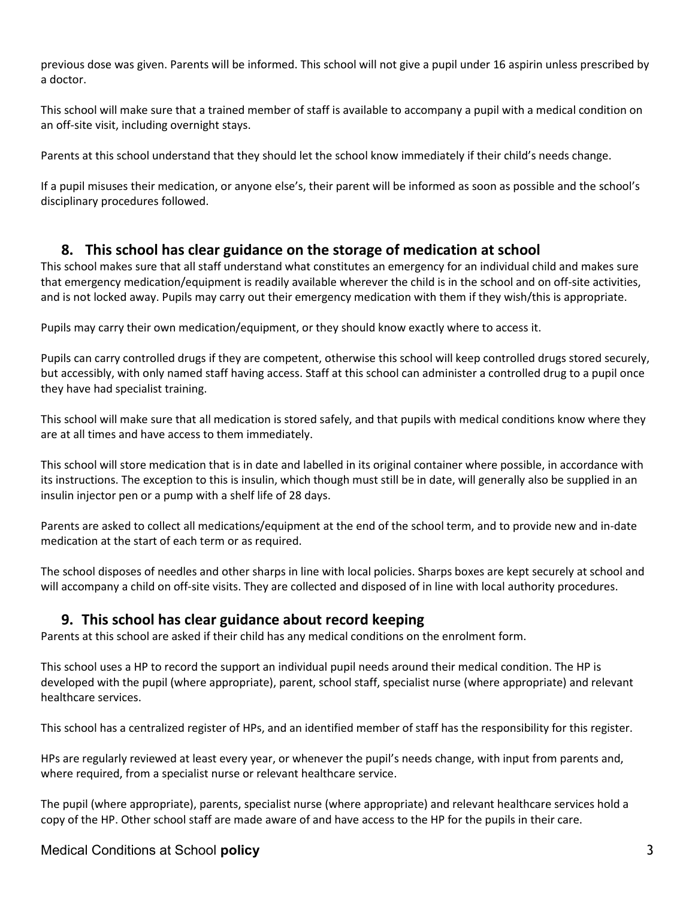previous dose was given. Parents will be informed. This school will not give a pupil under 16 aspirin unless prescribed by a doctor.

This school will make sure that a trained member of staff is available to accompany a pupil with a medical condition on an off-site visit, including overnight stays.

Parents at this school understand that they should let the school know immediately if their child's needs change.

If a pupil misuses their medication, or anyone else's, their parent will be informed as soon as possible and the school's disciplinary procedures followed.

## 8. This school has clear guidance on the storage of medication at school

This school makes sure that all staff understand what constitutes an emergency for an individual child and makes sure that emergency medication/equipment is readily available wherever the child is in the school and on off-site activities, and is not locked away. Pupils may carry out their emergency medication with them if they wish/this is appropriate.

Pupils may carry their own medication/equipment, or they should know exactly where to access it.

Pupils can carry controlled drugs if they are competent, otherwise this school will keep controlled drugs stored securely, but accessibly, with only named staff having access. Staff at this school can administer a controlled drug to a pupil once they have had specialist training.

This school will make sure that all medication is stored safely, and that pupils with medical conditions know where they are at all times and have access to them immediately.

This school will store medication that is in date and labelled in its original container where possible, in accordance with its instructions. The exception to this is insulin, which though must still be in date, will generally also be supplied in an insulin injector pen or a pump with a shelf life of 28 days.

Parents are asked to collect all medications/equipment at the end of the school term, and to provide new and in-date medication at the start of each term or as required.

The school disposes of needles and other sharps in line with local policies. Sharps boxes are kept securely at school and will accompany a child on off-site visits. They are collected and disposed of in line with local authority procedures.

## 9. This school has clear guidance about record keeping

Parents at this school are asked if their child has any medical conditions on the enrolment form.

This school uses a HP to record the support an individual pupil needs around their medical condition. The HP is developed with the pupil (where appropriate), parent, school staff, specialist nurse (where appropriate) and relevant healthcare services.

This school has a centralized register of HPs, and an identified member of staff has the responsibility for this register.

HPs are regularly reviewed at least every year, or whenever the pupil's needs change, with input from parents and, where required, from a specialist nurse or relevant healthcare service.

The pupil (where appropriate), parents, specialist nurse (where appropriate) and relevant healthcare services hold a copy of the HP. Other school staff are made aware of and have access to the HP for the pupils in their care.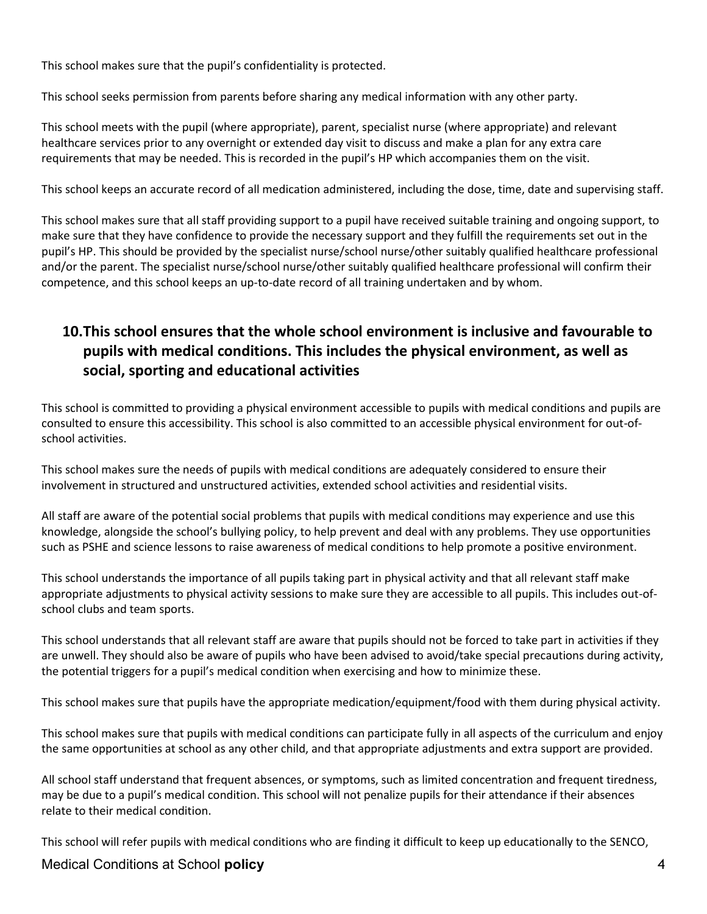This school makes sure that the pupil's confidentiality is protected.

This school seeks permission from parents before sharing any medical information with any other party.

This school meets with the pupil (where appropriate), parent, specialist nurse (where appropriate) and relevant healthcare services prior to any overnight or extended day visit to discuss and make a plan for any extra care requirements that may be needed. This is recorded in the pupil's HP which accompanies them on the visit.

This school keeps an accurate record of all medication administered, including the dose, time, date and supervising staff.

This school makes sure that all staff providing support to a pupil have received suitable training and ongoing support, to make sure that they have confidence to provide the necessary support and they fulfill the requirements set out in the pupil's HP. This should be provided by the specialist nurse/school nurse/other suitably qualified healthcare professional and/or the parent. The specialist nurse/school nurse/other suitably qualified healthcare professional will confirm their competence, and this school keeps an up-to-date record of all training undertaken and by whom.

## 10. This school ensures that the whole school environment is inclusive and favourable to pupils with medical conditions. This includes the physical environment, as well as social, sporting and educational activities

This school is committed to providing a physical environment accessible to pupils with medical conditions and pupils are consulted to ensure this accessibility. This school is also committed to an accessible physical environment for out-of-school activities.

This school makes sure the needs of pupils with medical conditions are adequately considered to ensure their involvement in structured and unstructured activities, extended school activities and residential visits.

All staff are aware of the potential social problems that pupils with medical conditions may experience and use this knowledge, alongside the school's bullying policy, to help prevent and deal with any problems. They use opportunities such as PSHE and science lessons to raise awareness of medical conditions to help promote a positive environment.

This school understands the importance of all pupils taking part in physical activity and that all relevant staff make appropriate adjustments to physical activity sessions to make sure they are accessible to all pupils. This includes out-of-school clubs and team sports.

This school understands that all relevant staff are aware that pupils should not be forced to take part in activities if they are unwell. They should also be aware of pupils who have been advised to avoid/take special precautions during activity, the potential triggers for a pupil's medical condition when exercising and how to minimize these.

This school makes sure that pupils have the appropriate medication/equipment/food with them during physical activity.

This school makes sure that pupils with medical conditions can participate fully in all aspects of the curriculum and enjoy the same opportunities at school as any other child, and that appropriate adjustments and extra support are provided.

All school staff understand that frequent absences, or symptoms, such as limited concentration and frequent tiredness, may be due to a pupil's medical condition. This school will not penalize pupils for their attendance if their absences relate to their medical condition.

This school will refer pupils with medical conditions who are finding it difficult to keep up educationally to the SENCO,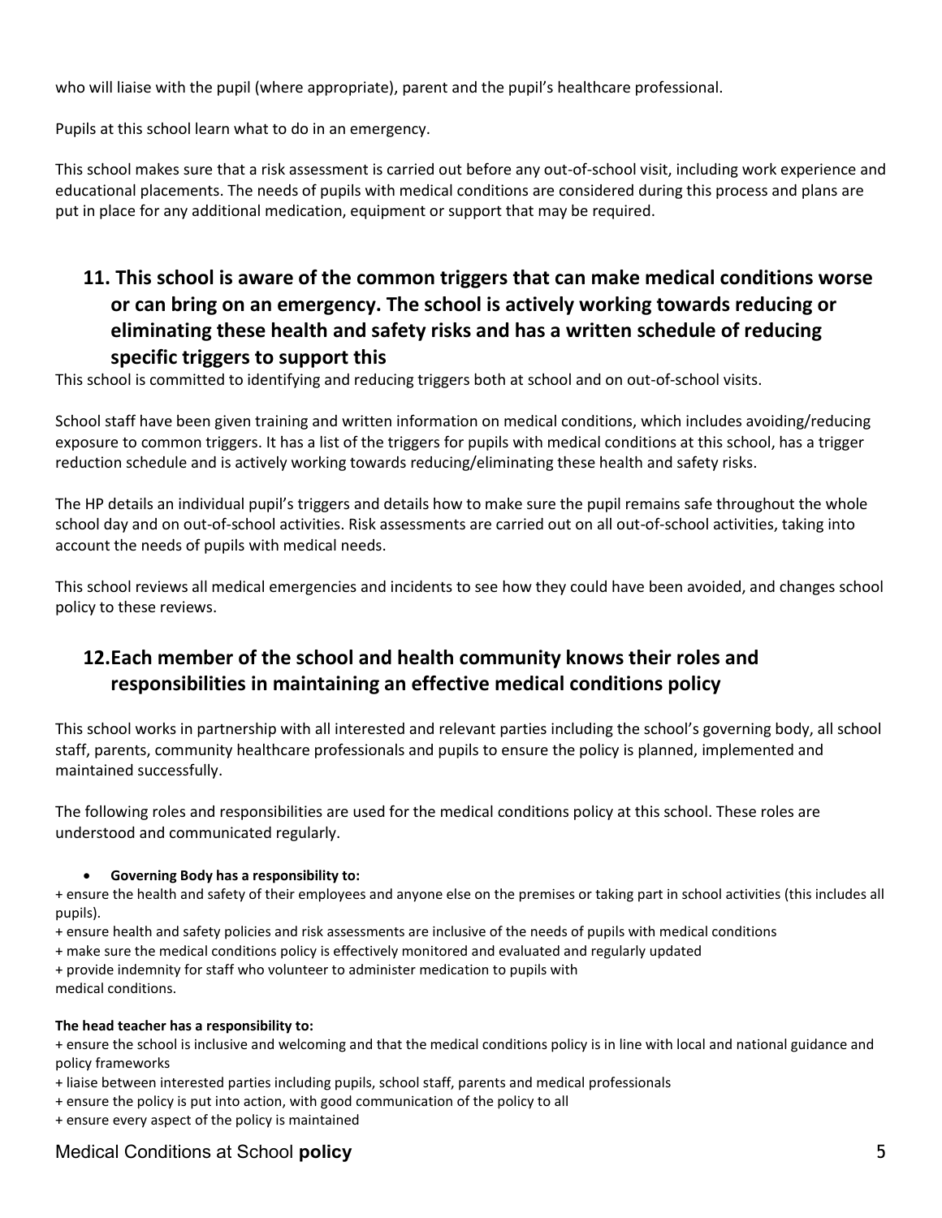who will liaise with the pupil (where appropriate), parent and the pupil's healthcare professional.

Pupils at this school learn what to do in an emergency.

This school makes sure that a risk assessment is carried out before any out-of-school visit, including work experience and educational placements. The needs of pupils with medical conditions are considered during this process and plans are put in place for any additional medication, equipment or support that may be required.

## 11. This school is aware of the common triggers that can make medical conditions worse or can bring on an emergency. The school is actively working towards reducing or eliminating these health and safety risks and has a written schedule of reducing specific triggers to support this

This school is committed to identifying and reducing triggers both at school and on out-of-school visits.

School staff have been given training and written information on medical conditions, which includes avoiding/reducing exposure to common triggers. It has a list of the triggers for pupils with medical conditions at this school, has a trigger reduction schedule and is actively working towards reducing/eliminating these health and safety risks.

The HP details an individual pupil's triggers and details how to make sure the pupil remains safe throughout the whole school day and on out-of-school activities. Risk assessments are carried out on all out-of-school activities, taking into account the needs of pupils with medical needs.

This school reviews all medical emergencies and incidents to see how they could have been avoided, and changes school policy to these reviews.

## 12. Each member of the school and health community knows their roles and responsibilities in maintaining an effective medical conditions policy

This school works in partnership with all interested and relevant parties including the school's governing body, all school staff, parents, community healthcare professionals and pupils to ensure the policy is planned, implemented and maintained successfully.

The following roles and responsibilities are used for the medical conditions policy at this school. These roles are understood and communicated regularly.

- **Governing Body has a responsibility to:**

+ ensure the health and safety of their employees and anyone else on the premises or taking part in school activities (this includes all pupils).
+ ensure health and safety policies and risk assessments are inclusive of the needs of pupils with medical conditions
+ make sure the medical conditions policy is effectively monitored and evaluated and regularly updated
+ provide indemnity for staff who volunteer to administer medication to pupils with medical conditions.

**The head teacher has a responsibility to:**

+ ensure the school is inclusive and welcoming and that the medical conditions policy is in line with local and national guidance and policy frameworks
+ liaise between interested parties including pupils, school staff, parents and medical professionals
+ ensure the policy is put into action, with good communication of the policy to all
+ ensure every aspect of the policy is maintained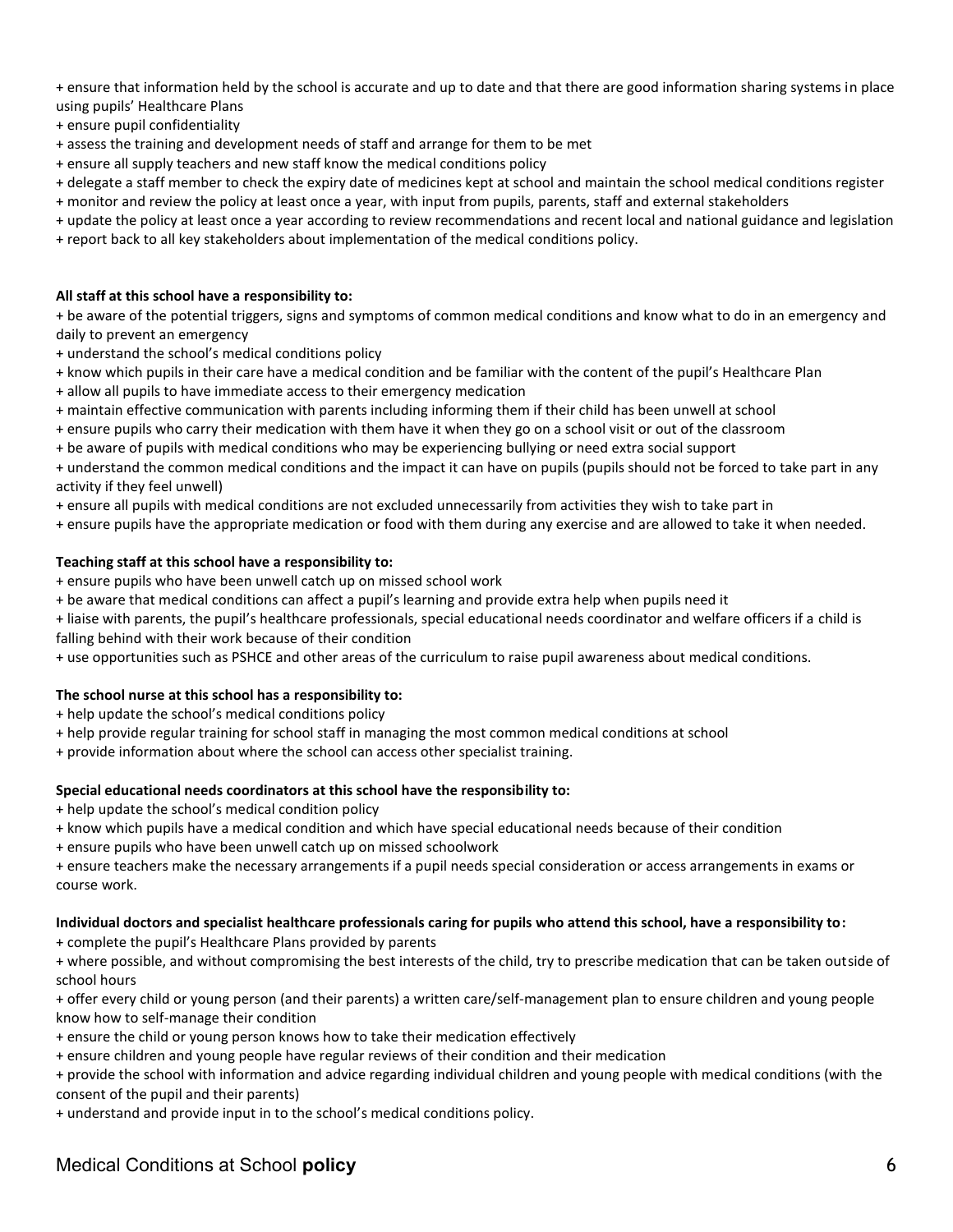+ ensure that information held by the school is accurate and up to date and that there are good information sharing systems in place using pupils' Healthcare Plans
+ ensure pupil confidentiality
+ assess the training and development needs of staff and arrange for them to be met
+ ensure all supply teachers and new staff know the medical conditions policy
+ delegate a staff member to check the expiry date of medicines kept at school and maintain the school medical conditions register
+ monitor and review the policy at least once a year, with input from pupils, parents, staff and external stakeholders
+ update the policy at least once a year according to review recommendations and recent local and national guidance and legislation
+ report back to all key stakeholders about implementation of the medical conditions policy.

**All staff at this school have a responsibility to:**

+ be aware of the potential triggers, signs and symptoms of common medical conditions and know what to do in an emergency and daily to prevent an emergency
+ understand the school's medical conditions policy
+ know which pupils in their care have a medical condition and be familiar with the content of the pupil's Healthcare Plan
+ allow all pupils to have immediate access to their emergency medication
+ maintain effective communication with parents including informing them if their child has been unwell at school
+ ensure pupils who carry their medication with them have it when they go on a school visit or out of the classroom
+ be aware of pupils with medical conditions who may be experiencing bullying or need extra social support
+ understand the common medical conditions and the impact it can have on pupils (pupils should not be forced to take part in any activity if they feel unwell)
+ ensure all pupils with medical conditions are not excluded unnecessarily from activities they wish to take part in
+ ensure pupils have the appropriate medication or food with them during any exercise and are allowed to take it when needed.

**Teaching staff at this school have a responsibility to:**

+ ensure pupils who have been unwell catch up on missed school work
+ be aware that medical conditions can affect a pupil's learning and provide extra help when pupils need it
+ liaise with parents, the pupil's healthcare professionals, special educational needs coordinator and welfare officers if a child is falling behind with their work because of their condition
+ use opportunities such as PSHCE and other areas of the curriculum to raise pupil awareness about medical conditions.

**The school nurse at this school has a responsibility to:**

+ help update the school's medical conditions policy
+ help provide regular training for school staff in managing the most common medical conditions at school
+ provide information about where the school can access other specialist training.

**Special educational needs coordinators at this school have the responsibility to:**

+ help update the school's medical condition policy
+ know which pupils have a medical condition and which have special educational needs because of their condition
+ ensure pupils who have been unwell catch up on missed schoolwork
+ ensure teachers make the necessary arrangements if a pupil needs special consideration or access arrangements in exams or course work.

**Individual doctors and specialist healthcare professionals caring for pupils who attend this school, have a responsibility to:**

+ complete the pupil's Healthcare Plans provided by parents
+ where possible, and without compromising the best interests of the child, try to prescribe medication that can be taken outside of school hours
+ offer every child or young person (and their parents) a written care/self-management plan to ensure children and young people know how to self-manage their condition
+ ensure the child or young person knows how to take their medication effectively
+ ensure children and young people have regular reviews of their condition and their medication
+ provide the school with information and advice regarding individual children and young people with medical conditions (with the consent of the pupil and their parents)
+ understand and provide input in to the school's medical conditions policy.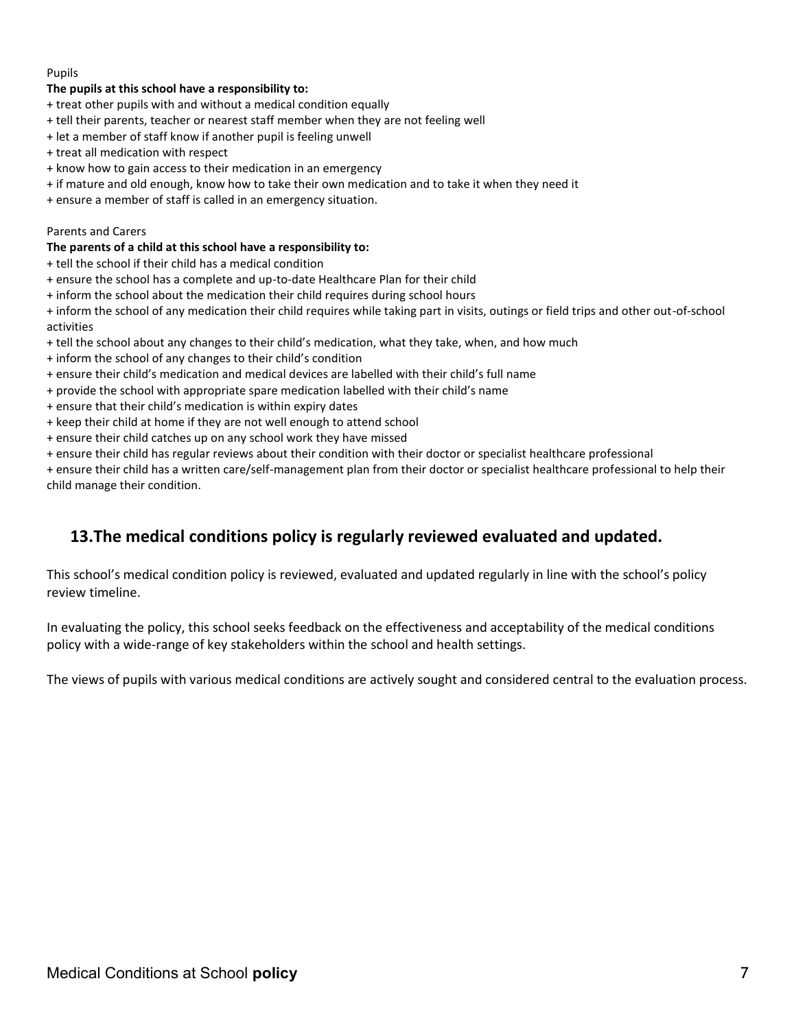Pupils

**The pupils at this school have a responsibility to:**

+ treat other pupils with and without a medical condition equally
+ tell their parents, teacher or nearest staff member when they are not feeling well
+ let a member of staff know if another pupil is feeling unwell
+ treat all medication with respect
+ know how to gain access to their medication in an emergency
+ if mature and old enough, know how to take their own medication and to take it when they need it
+ ensure a member of staff is called in an emergency situation.

Parents and Carers

**The parents of a child at this school have a responsibility to:**

+ tell the school if their child has a medical condition
+ ensure the school has a complete and up-to-date Healthcare Plan for their child
+ inform the school about the medication their child requires during school hours
+ inform the school of any medication their child requires while taking part in visits, outings or field trips and other out-of-school activities
+ tell the school about any changes to their child's medication, what they take, when, and how much
+ inform the school of any changes to their child's condition
+ ensure their child's medication and medical devices are labelled with their child's full name
+ provide the school with appropriate spare medication labelled with their child's name
+ ensure that their child's medication is within expiry dates
+ keep their child at home if they are not well enough to attend school
+ ensure their child catches up on any school work they have missed
+ ensure their child has regular reviews about their condition with their doctor or specialist healthcare professional
+ ensure their child has a written care/self-management plan from their doctor or specialist healthcare professional to help their child manage their condition.

## 13.The medical conditions policy is regularly reviewed evaluated and updated.

This school's medical condition policy is reviewed, evaluated and updated regularly in line with the school's policy review timeline.

In evaluating the policy, this school seeks feedback on the effectiveness and acceptability of the medical conditions policy with a wide-range of key stakeholders within the school and health settings.

The views of pupils with various medical conditions are actively sought and considered central to the evaluation process.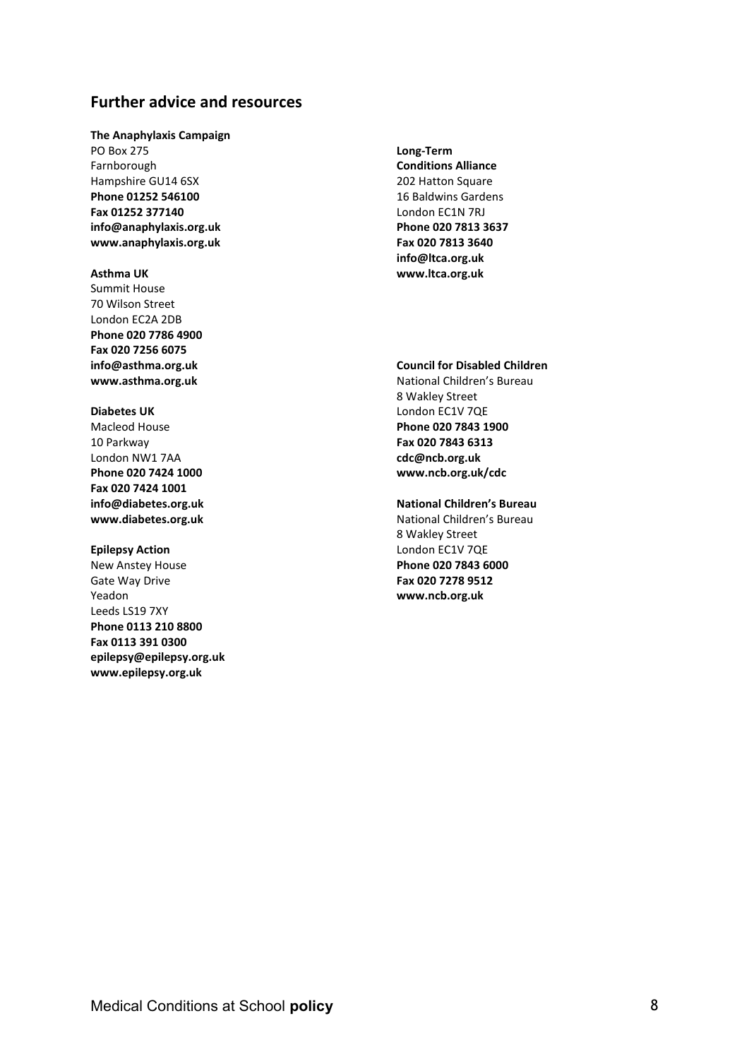## Further advice and resources

**The Anaphylaxis Campaign**
PO Box 275
Farnborough
Hampshire GU14 6SX
**Phone 01252 546100**
**Fax 01252 377140**
**info@anaphylaxis.org.uk**
**www.anaphylaxis.org.uk**

**Asthma UK**
Summit House
70 Wilson Street
London EC2A 2DB
**Phone 020 7786 4900**
**Fax 020 7256 6075**
**info@asthma.org.uk**
**www.asthma.org.uk**

**Diabetes UK**
Macleod House
10 Parkway
London NW1 7AA
**Phone 020 7424 1000**
**Fax 020 7424 1001**
**info@diabetes.org.uk**
**www.diabetes.org.uk**

**Epilepsy Action**
New Anstey House
Gate Way Drive
Yeadon
Leeds LS19 7XY
**Phone 0113 210 8800**
**Fax 0113 391 0300**
**epilepsy@epilepsy.org.uk**
**www.epilepsy.org.uk**

**Long-Term Conditions Alliance**
202 Hatton Square
16 Baldwins Gardens
London EC1N 7RJ
**Phone 020 7813 3637**
**Fax 020 7813 3640**
**info@ltca.org.uk**
**www.ltca.org.uk**

**Council for Disabled Children**
National Children's Bureau
8 Wakley Street
London EC1V 7QE
**Phone 020 7843 1900**
**Fax 020 7843 6313**
**cdc@ncb.org.uk**
**www.ncb.org.uk/cdc**

**National Children's Bureau**
National Children's Bureau
8 Wakley Street
London EC1V 7QE
**Phone 020 7843 6000**
**Fax 020 7278 9512**
**www.ncb.org.uk**